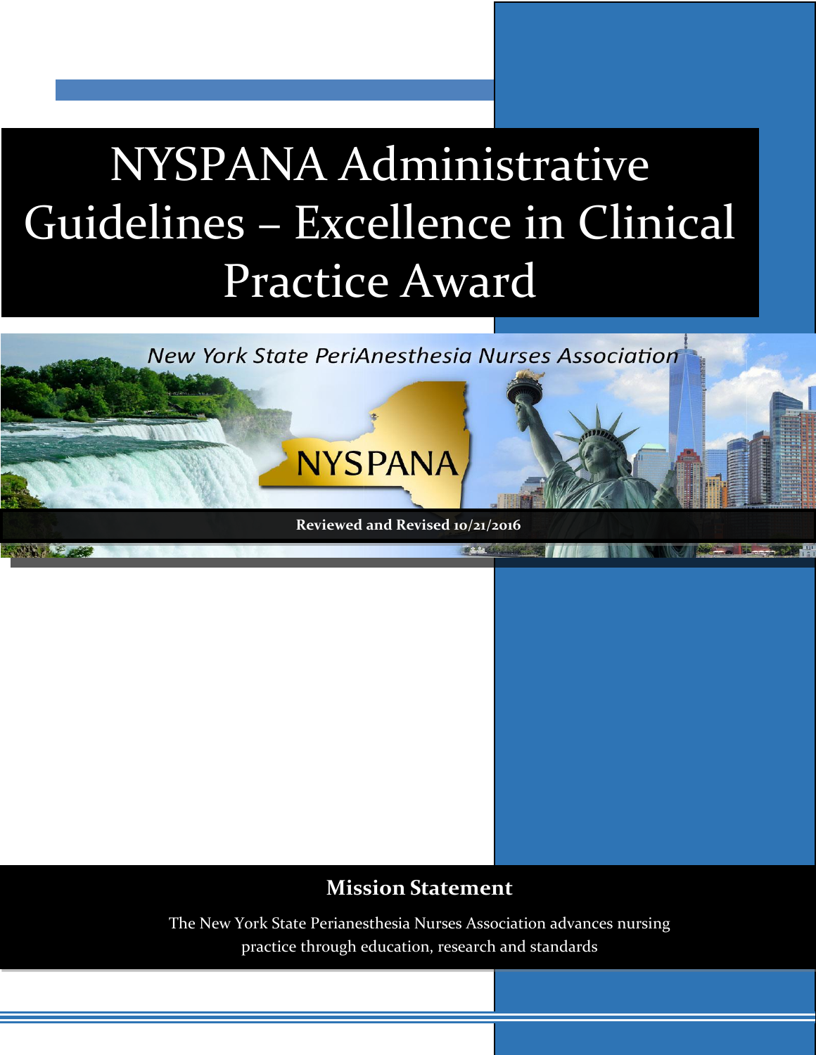# NYSPANA Administrative Guidelines – Excellence in Clinical Practice Award

*New York State PeriAnesthesia Nurses Association*

NYSPANA

**Reviewed and Revised 10/21/2016**

## Mission Statement

The New York State Perianesthesia Nurses Association advances nursing practice through education, research and standards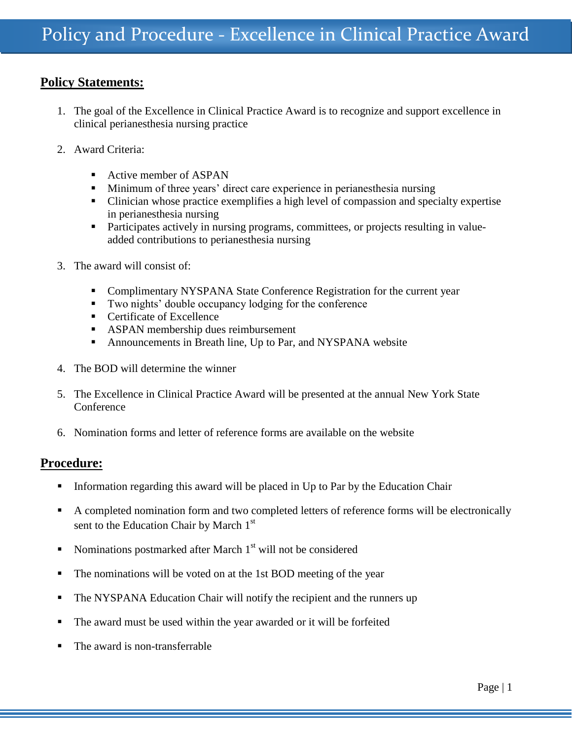# Policy and Procedure - Excellence in Clinical Practice Award

## Policy Statements:

1. The goal of the Excellence in Clinical Practice Award is to recognize and support excellence in clinical perianesthesia nursing practice

2. Award Criteria:

   - Active member of ASPAN
   - Minimum of three years' direct care experience in perianesthesia nursing
   - Clinician whose practice exemplifies a high level of compassion and specialty expertise in perianesthesia nursing
   - Participates actively in nursing programs, committees, or projects resulting in value-added contributions to perianesthesia nursing

3. The award will consist of:

   - Complimentary NYSPANA State Conference Registration for the current year
   - Two nights' double occupancy lodging for the conference
   - Certificate of Excellence
   - ASPAN membership dues reimbursement
   - Announcements in Breath line, Up to Par, and NYSPANA website

4. The BOD will determine the winner

5. The Excellence in Clinical Practice Award will be presented at the annual New York State Conference

6. Nomination forms and letter of reference forms are available on the website

## Procedure:

- Information regarding this award will be placed in Up to Par by the Education Chair

- A completed nomination form and two completed letters of reference forms will be electronically sent to the Education Chair by March 1st

- Nominations postmarked after March 1st will not be considered

- The nominations will be voted on at the 1st BOD meeting of the year

- The NYSPANA Education Chair will notify the recipient and the runners up

- The award must be used within the year awarded or it will be forfeited

- The award is non-transferrable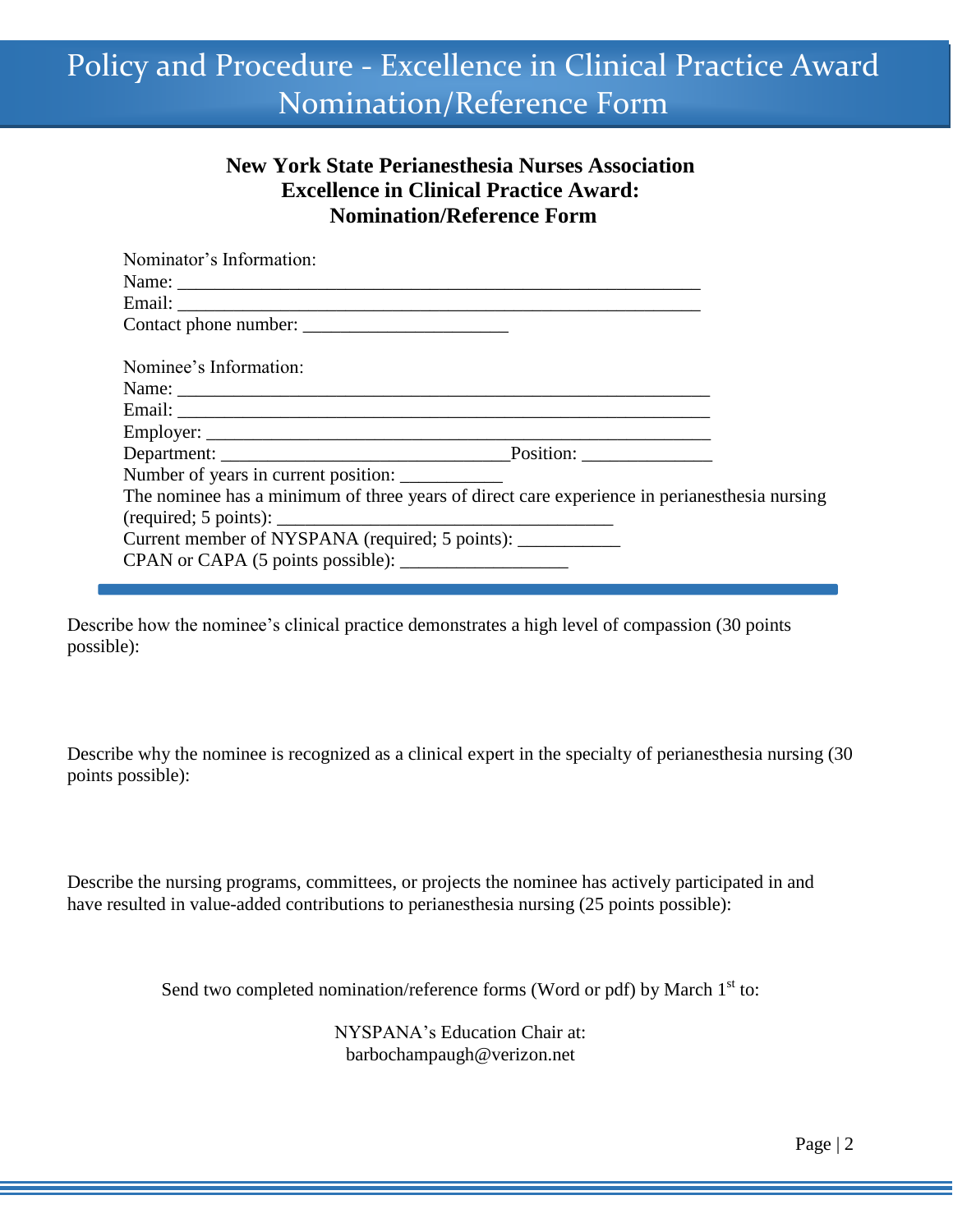# Policy and Procedure - Excellence in Clinical Practice Award Nomination/Reference Form

**New York State Perianesthesia Nurses Association**
**Excellence in Clinical Practice Award:**
**Nomination/Reference Form**

Nominator's Information:
Name: ___________________________________________________________
Email: ___________________________________________________________
Contact phone number: ______________________

Nominee's Information:
Name: ___________________________________________________________
Email: ___________________________________________________________
Employer: ________________________________________________________
Department: _______________________________Position: ______________
Number of years in current position: ___________
The nominee has a minimum of three years of direct care experience in perianesthesia nursing (required; 5 points): ____________________________________
Current member of NYSPANA (required; 5 points): ___________
CPAN or CAPA (5 points possible): __________________

Describe how the nominee's clinical practice demonstrates a high level of compassion (30 points possible):

Describe why the nominee is recognized as a clinical expert in the specialty of perianesthesia nursing (30 points possible):

Describe the nursing programs, committees, or projects the nominee has actively participated in and have resulted in value-added contributions to perianesthesia nursing (25 points possible):

Send two completed nomination/reference forms (Word or pdf) by March 1st to:

NYSPANA's Education Chair at:
barbochampaugh@verizon.net